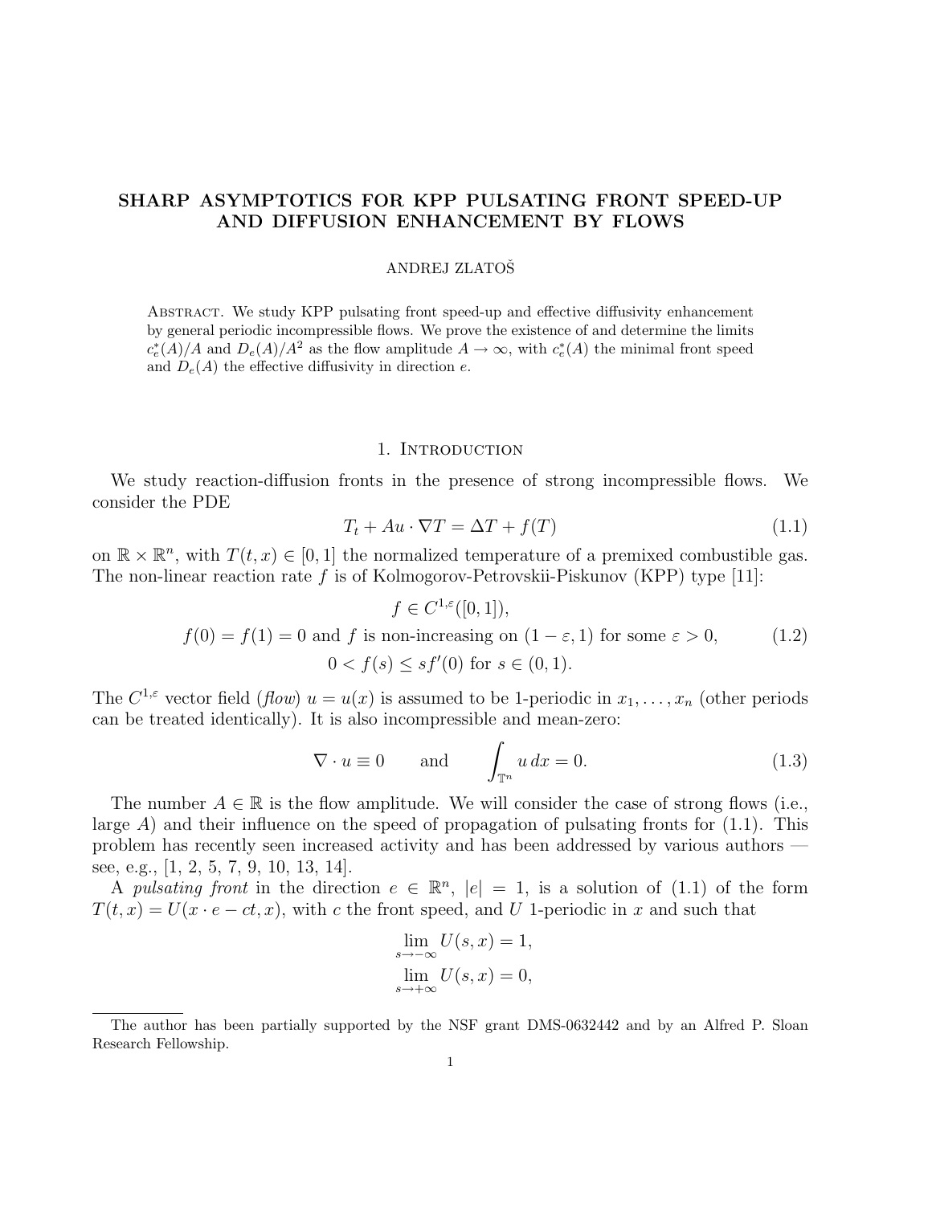# SHARP ASYMPTOTICS FOR KPP PULSATING FRONT SPEED-UP AND DIFFUSION ENHANCEMENT BY FLOWS

ANDREJ ZLATOŠ

Abstract. We study KPP pulsating front speed-up and effective diffusivity enhancement by general periodic incompressible flows. We prove the existence of and determine the limits $c_e^*(A)/A$ and $D_e(A)/A^2$ as the flow amplitude $A \to \infty$, with $c_e^*(A)$ the minimal front speed and $D_e(A)$ the effective diffusivity in direction $e$.

## 1. Introduction

We study reaction-diffusion fronts in the presence of strong incompressible flows. We consider the PDE

$$T_t + Au \cdot \nabla T = \Delta T + f(T) \tag{1.1}$$

on $\mathbb{R} \times \mathbb{R}^n$, with $T(t,x) \in [0,1]$ the normalized temperature of a premixed combustible gas. The non-linear reaction rate $f$ is of Kolmogorov-Petrovskii-Piskunov (KPP) type [11]:

$$\begin{gathered} f \in C^{1,\varepsilon}([0,1]), \\ f(0) = f(1) = 0 \text{ and } f \text{ is non-increasing on } (1-\varepsilon, 1) \text{ for some } \varepsilon > 0, \\ 0 < f(s) \leq s f'(0) \text{ for } s \in (0,1). \end{gathered} \tag{1.2}$$

The $C^{1,\varepsilon}$ vector field (*flow*) $u = u(x)$ is assumed to be 1-periodic in $x_1, \dots, x_n$ (other periods can be treated identically). It is also incompressible and mean-zero:

$$\nabla \cdot u \equiv 0 \qquad \text{and} \qquad \int_{\mathbb{T}^n} u \, dx = 0. \tag{1.3}$$

The number $A \in \mathbb{R}$ is the flow amplitude. We will consider the case of strong flows (i.e., large $A$) and their influence on the speed of propagation of pulsating fronts for (1.1). This problem has recently seen increased activity and has been addressed by various authors — see, e.g., [1, 2, 5, 7, 9, 10, 13, 14].

A *pulsating front* in the direction $e \in \mathbb{R}^n$, $|e| = 1$, is a solution of (1.1) of the form $T(t,x) = U(x \cdot e - ct, x)$, with $c$ the front speed, and $U$ 1-periodic in $x$ and such that

$$\lim_{s \to -\infty} U(s,x) = 1,$$
$$\lim_{s \to +\infty} U(s,x) = 0,$$

The author has been partially supported by the NSF grant DMS-0632442 and by an Alfred P. Sloan Research Fellowship.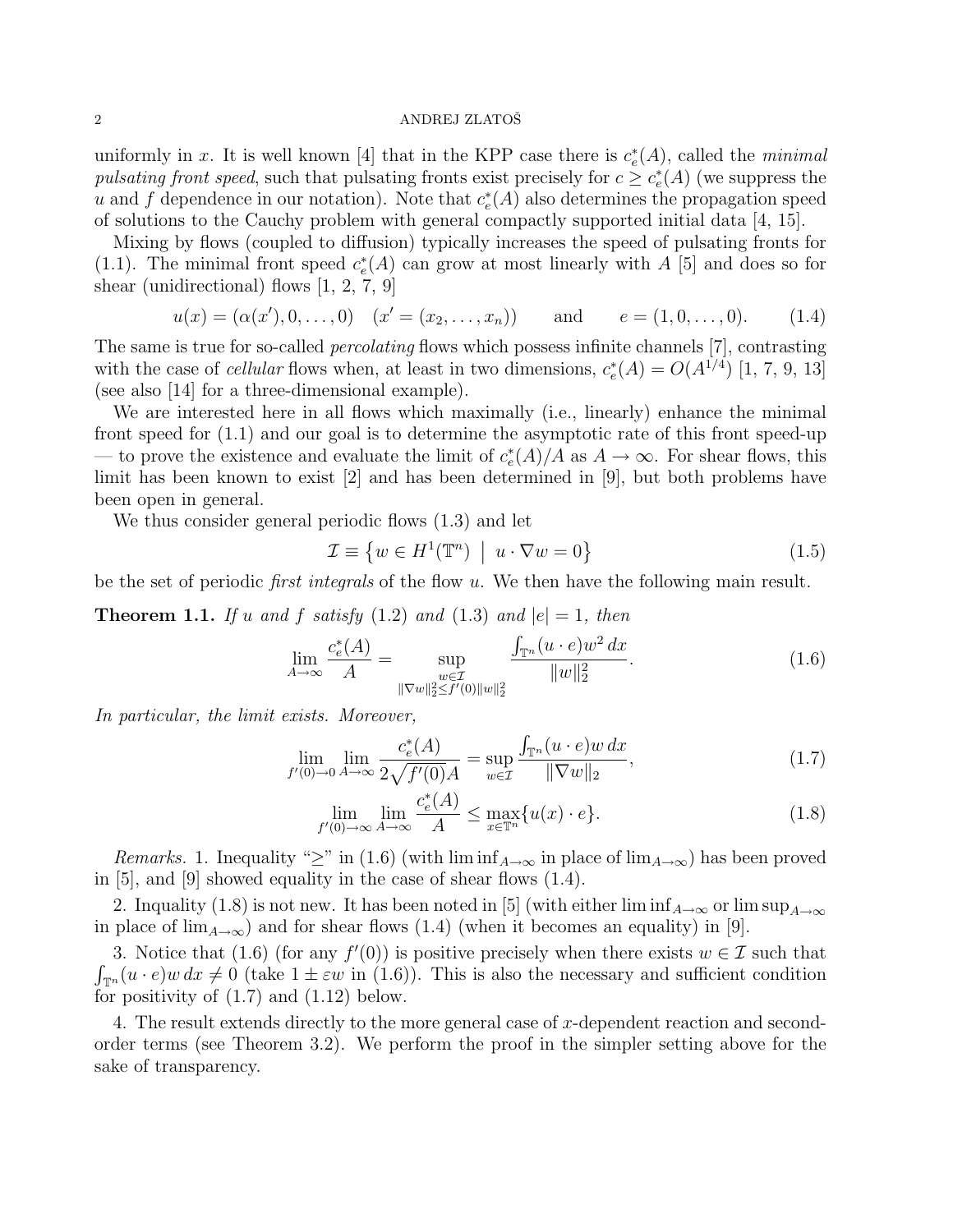uniformly in $x$. It is well known [4] that in the KPP case there is $c_e^*(A)$, called the *minimal pulsating front speed*, such that pulsating fronts exist precisely for $c \geq c_e^*(A)$ (we suppress the $u$ and $f$ dependence in our notation). Note that $c_e^*(A)$ also determines the propagation speed of solutions to the Cauchy problem with general compactly supported initial data [4, 15].

Mixing by flows (coupled to diffusion) typically increases the speed of pulsating fronts for (1.1). The minimal front speed $c_e^*(A)$ can grow at most linearly with $A$ [5] and does so for shear (unidirectional) flows [1, 2, 7, 9]

$$u(x) = (\alpha(x'), 0, \dots, 0) \quad (x' = (x_2, \dots, x_n)) \qquad \text{and} \qquad e = (1, 0, \dots, 0). \tag{1.4}$$

The same is true for so-called *percolating* flows which possess infinite channels [7], contrasting with the case of *cellular* flows when, at least in two dimensions, $c_e^*(A) = O(A^{1/4})$ [1, 7, 9, 13] (see also [14] for a three-dimensional example).

We are interested here in all flows which maximally (i.e., linearly) enhance the minimal front speed for (1.1) and our goal is to determine the asymptotic rate of this front speed-up — to prove the existence and evaluate the limit of $c_e^*(A)/A$ as $A \to \infty$. For shear flows, this limit has been known to exist [2] and has been determined in [9], but both problems have been open in general.

We thus consider general periodic flows (1.3) and let

$$\mathcal{I} \equiv \left\{ w \in H^1(\mathbb{T}^n) \;\middle|\; u \cdot \nabla w = 0 \right\} \tag{1.5}$$

be the set of periodic *first integrals* of the flow $u$. We then have the following main result.

**Theorem 1.1.** *If $u$ and $f$ satisfy* (1.2) *and* (1.3) *and $|e| = 1$, then*

$$\lim_{A\to\infty} \frac{c_e^*(A)}{A} = \sup_{\substack{w \in \mathcal{I} \\ \|\nabla w\|_2^2 \leq f'(0)\|w\|_2^2}} \frac{\int_{\mathbb{T}^n} (u \cdot e) w^2 \, dx}{\|w\|_2^2}. \tag{1.6}$$

*In particular, the limit exists. Moreover,*

$$\lim_{f'(0)\to 0} \lim_{A\to\infty} \frac{c_e^*(A)}{2\sqrt{f'(0)}A} = \sup_{w \in \mathcal{I}} \frac{\int_{\mathbb{T}^n} (u \cdot e) w \, dx}{\|\nabla w\|_2}, \tag{1.7}$$

$$\lim_{f'(0)\to \infty} \lim_{A\to\infty} \frac{c_e^*(A)}{A} \leq \max_{x \in \mathbb{T}^n} \{u(x) \cdot e\}. \tag{1.8}$$

*Remarks.* 1. Inequality "$\geq$" in (1.6) (with $\liminf_{A\to\infty}$ in place of $\lim_{A\to\infty}$) has been proved in [5], and [9] showed equality in the case of shear flows (1.4).

2. Inquality (1.8) is not new. It has been noted in [5] (with either $\liminf_{A\to\infty}$ or $\limsup_{A\to\infty}$ in place of $\lim_{A\to\infty}$) and for shear flows (1.4) (when it becomes an equality) in [9].

3. Notice that (1.6) (for any $f'(0)$) is positive precisely when there exists $w \in \mathcal{I}$ such that $\int_{\mathbb{T}^n} (u \cdot e) w \, dx \neq 0$ (take $1 \pm \varepsilon w$ in (1.6)). This is also the necessary and sufficient condition for positivity of (1.7) and (1.12) below.

4. The result extends directly to the more general case of $x$-dependent reaction and second-order terms (see Theorem 3.2). We perform the proof in the simpler setting above for the sake of transparency.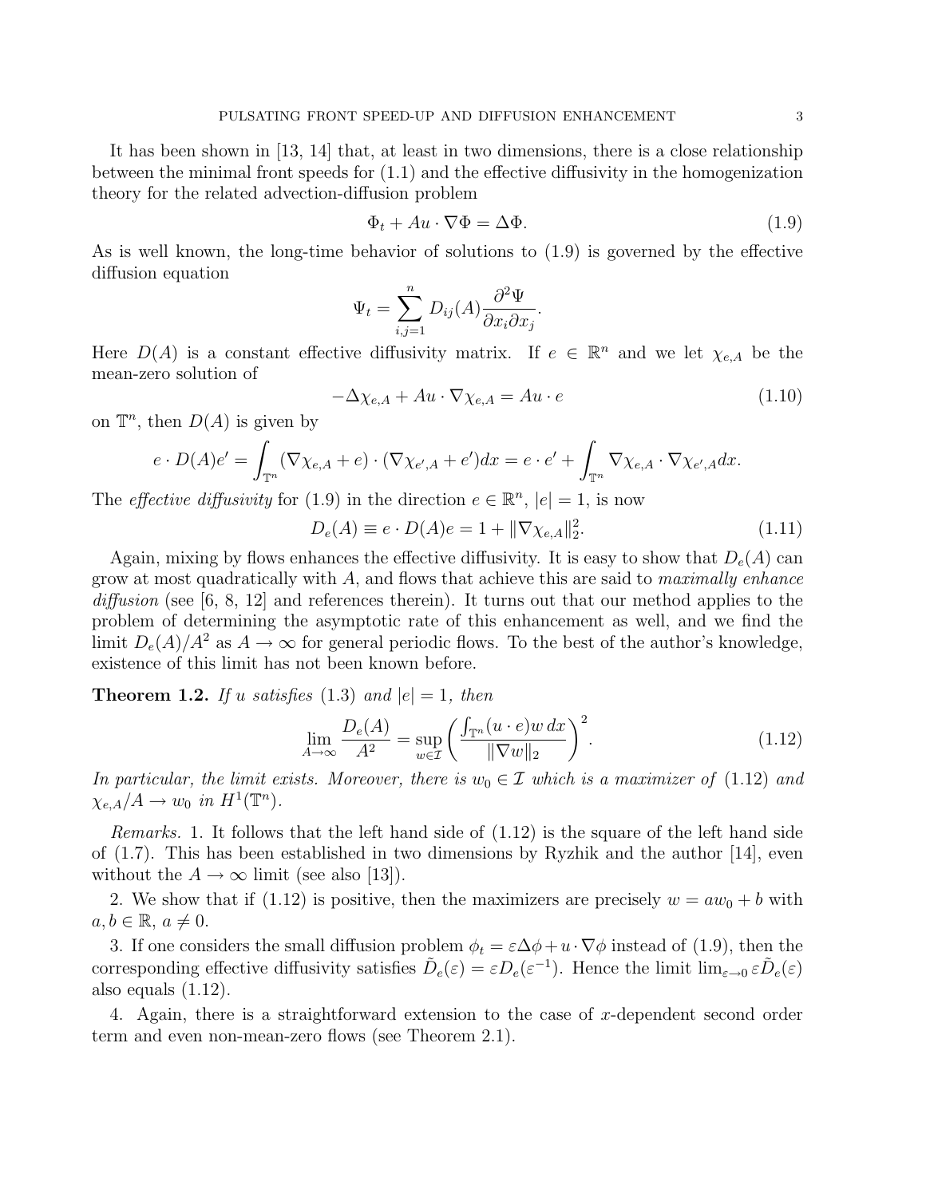It has been shown in [13, 14] that, at least in two dimensions, there is a close relationship between the minimal front speeds for (1.1) and the effective diffusivity in the homogenization theory for the related advection-diffusion problem

$$\Phi_t + Au \cdot \nabla \Phi = \Delta \Phi. \tag{1.9}$$

As is well known, the long-time behavior of solutions to (1.9) is governed by the effective diffusion equation

$$\Psi_t = \sum_{i,j=1}^{n} D_{ij}(A) \frac{\partial^2 \Psi}{\partial x_i \partial x_j}.$$

Here $D(A)$ is a constant effective diffusivity matrix. If $e \in \mathbb{R}^n$ and we let $\chi_{e,A}$ be the mean-zero solution of

$$-\Delta \chi_{e,A} + Au \cdot \nabla \chi_{e,A} = Au \cdot e \tag{1.10}$$

on $\mathbb{T}^n$, then $D(A)$ is given by

$$e \cdot D(A) e' = \int_{\mathbb{T}^n} (\nabla \chi_{e,A} + e) \cdot (\nabla \chi_{e',A} + e') dx = e \cdot e' + \int_{\mathbb{T}^n} \nabla \chi_{e,A} \cdot \nabla \chi_{e',A} dx.$$

The *effective diffusivity* for (1.9) in the direction $e \in \mathbb{R}^n$, $|e| = 1$, is now

$$D_e(A) \equiv e \cdot D(A) e = 1 + \|\nabla \chi_{e,A}\|_2^2. \tag{1.11}$$

Again, mixing by flows enhances the effective diffusivity. It is easy to show that $D_e(A)$ can grow at most quadratically with $A$, and flows that achieve this are said to *maximally enhance diffusion* (see [6, 8, 12] and references therein). It turns out that our method applies to the problem of determining the asymptotic rate of this enhancement as well, and we find the limit $D_e(A)/A^2$ as $A \to \infty$ for general periodic flows. To the best of the author's knowledge, existence of this limit has not been known before.

**Theorem 1.2.** *If $u$ satisfies* (1.3) *and $|e| = 1$, then*

$$\lim_{A \to \infty} \frac{D_e(A)}{A^2} = \sup_{w \in \mathcal{I}} \left( \frac{\int_{\mathbb{T}^n} (u \cdot e) w \, dx}{\|\nabla w\|_2} \right)^2. \tag{1.12}$$

*In particular, the limit exists. Moreover, there is $w_0 \in \mathcal{I}$ which is a maximizer of* (1.12) *and $\chi_{e,A}/A \to w_0$ in $H^1(\mathbb{T}^n)$.*

*Remarks.* 1. It follows that the left hand side of (1.12) is the square of the left hand side of (1.7). This has been established in two dimensions by Ryzhik and the author [14], even without the $A \to \infty$ limit (see also [13]).

2. We show that if (1.12) is positive, then the maximizers are precisely $w = a w_0 + b$ with $a, b \in \mathbb{R}$, $a \neq 0$.

3. If one considers the small diffusion problem $\phi_t = \varepsilon \Delta \phi + u \cdot \nabla \phi$ instead of (1.9), then the corresponding effective diffusivity satisfies $\tilde{D}_e(\varepsilon) = \varepsilon D_e(\varepsilon^{-1})$. Hence the limit $\lim_{\varepsilon \to 0} \varepsilon \tilde{D}_e(\varepsilon)$ also equals (1.12).

4. Again, there is a straightforward extension to the case of $x$-dependent second order term and even non-mean-zero flows (see Theorem 2.1).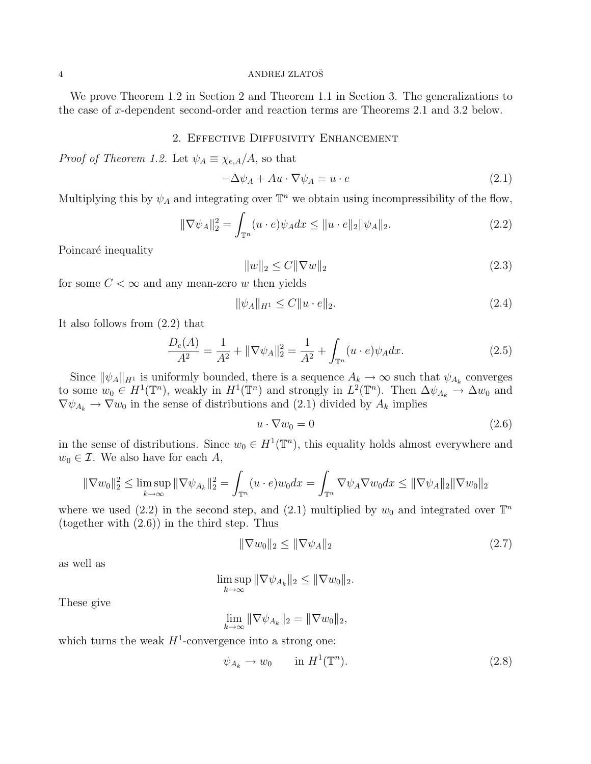We prove Theorem 1.2 in Section 2 and Theorem 1.1 in Section 3. The generalizations to the case of $x$-dependent second-order and reaction terms are Theorems 2.1 and 3.2 below.

## 2. Effective Diffusivity Enhancement

*Proof of Theorem 1.2.* Let $\psi_A \equiv \chi_{e,A}/A$, so that

$$-\Delta\psi_A + Au\cdot\nabla\psi_A = u\cdot e \tag{2.1}$$

Multiplying this by $\psi_A$ and integrating over $\mathbb{T}^n$ we obtain using incompressibility of the flow,

$$\|\nabla\psi_A\|_2^2 = \int_{\mathbb{T}^n}(u\cdot e)\psi_A dx \le \|u\cdot e\|_2\|\psi_A\|_2. \tag{2.2}$$

Poincaré inequality

$$\|w\|_2 \le C\|\nabla w\|_2 \tag{2.3}$$

for some $C<\infty$ and any mean-zero $w$ then yields

$$\|\psi_A\|_{H^1} \le C\|u\cdot e\|_2. \tag{2.4}$$

It also follows from (2.2) that

$$\frac{D_e(A)}{A^2} = \frac{1}{A^2} + \|\nabla\psi_A\|_2^2 = \frac{1}{A^2} + \int_{\mathbb{T}^n}(u\cdot e)\psi_A dx. \tag{2.5}$$

Since $\|\psi_A\|_{H^1}$ is uniformly bounded, there is a sequence $A_k\to\infty$ such that $\psi_{A_k}$ converges to some $w_0\in H^1(\mathbb{T}^n)$, weakly in $H^1(\mathbb{T}^n)$ and strongly in $L^2(\mathbb{T}^n)$. Then $\Delta\psi_{A_k}\to\Delta w_0$ and $\nabla\psi_{A_k}\to\nabla w_0$ in the sense of distributions and (2.1) divided by $A_k$ implies

$$u\cdot\nabla w_0 = 0 \tag{2.6}$$

in the sense of distributions. Since $w_0\in H^1(\mathbb{T}^n)$, this equality holds almost everywhere and $w_0\in\mathcal{I}$. We also have for each $A$,

$$\|\nabla w_0\|_2^2 \le \limsup_{k\to\infty}\|\nabla\psi_{A_k}\|_2^2 = \int_{\mathbb{T}^n}(u\cdot e)w_0 dx = \int_{\mathbb{T}^n}\nabla\psi_A\nabla w_0 dx \le \|\nabla\psi_A\|_2\|\nabla w_0\|_2$$

where we used (2.2) in the second step, and (2.1) multiplied by $w_0$ and integrated over $\mathbb{T}^n$ (together with (2.6)) in the third step. Thus

$$\|\nabla w_0\|_2 \le \|\nabla\psi_A\|_2 \tag{2.7}$$

as well as

$$\limsup_{k\to\infty}\|\nabla\psi_{A_k}\|_2 \le \|\nabla w_0\|_2.$$

These give

$$\lim_{k\to\infty}\|\nabla\psi_{A_k}\|_2 = \|\nabla w_0\|_2,$$

which turns the weak $H^1$-convergence into a strong one:

$$\psi_{A_k}\to w_0 \qquad \text{in } H^1(\mathbb{T}^n). \tag{2.8}$$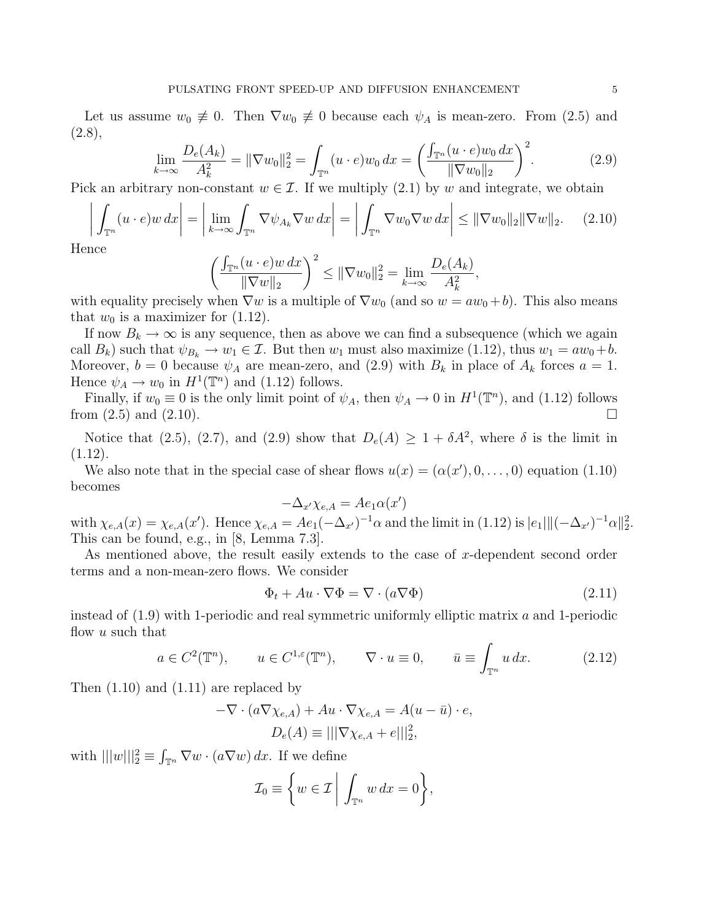Let us assume $w_0 \not\equiv 0$. Then $\nabla w_0 \not\equiv 0$ because each $\psi_A$ is mean-zero. From (2.5) and (2.8),

$$\lim_{k\to\infty} \frac{D_e(A_k)}{A_k^2} = \|\nabla w_0\|_2^2 = \int_{\mathbb{T}^n} (u\cdot e) w_0 \, dx = \left( \frac{\int_{\mathbb{T}^n} (u\cdot e) w_0 \, dx}{\|\nabla w_0\|_2} \right)^2. \tag{2.9}$$

Pick an arbitrary non-constant $w \in \mathcal{I}$. If we multiply (2.1) by $w$ and integrate, we obtain

$$\left| \int_{\mathbb{T}^n} (u\cdot e) w \, dx \right| = \left| \lim_{k\to\infty} \int_{\mathbb{T}^n} \nabla \psi_{A_k} \nabla w \, dx \right| = \left| \int_{\mathbb{T}^n} \nabla w_0 \nabla w \, dx \right| \le \|\nabla w_0\|_2 \|\nabla w\|_2. \tag{2.10}$$

Hence

$$\left( \frac{\int_{\mathbb{T}^n} (u\cdot e) w \, dx}{\|\nabla w\|_2} \right)^2 \le \|\nabla w_0\|_2^2 = \lim_{k\to\infty} \frac{D_e(A_k)}{A_k^2},$$

with equality precisely when $\nabla w$ is a multiple of $\nabla w_0$ (and so $w = aw_0 + b$). This also means that $w_0$ is a maximizer for (1.12).

If now $B_k \to \infty$ is any sequence, then as above we can find a subsequence (which we again call $B_k$) such that $\psi_{B_k} \to w_1 \in \mathcal{I}$. But then $w_1$ must also maximize (1.12), thus $w_1 = aw_0 + b$. Moreover, $b = 0$ because $\psi_A$ are mean-zero, and (2.9) with $B_k$ in place of $A_k$ forces $a = 1$. Hence $\psi_A \to w_0$ in $H^1(\mathbb{T}^n)$ and (1.12) follows.

Finally, if $w_0 \equiv 0$ is the only limit point of $\psi_A$, then $\psi_A \to 0$ in $H^1(\mathbb{T}^n)$, and (1.12) follows from (2.5) and (2.10). $\square$

Notice that (2.5), (2.7), and (2.9) show that $D_e(A) \ge 1 + \delta A^2$, where $\delta$ is the limit in (1.12).

We also note that in the special case of shear flows $u(x) = (\alpha(x'), 0, \dots, 0)$ equation (1.10) becomes

$$-\Delta_{x'} \chi_{e,A} = A e_1 \alpha(x')$$

with $\chi_{e,A}(x) = \chi_{e,A}(x')$. Hence $\chi_{e,A} = A e_1 (-\Delta_{x'})^{-1} \alpha$ and the limit in (1.12) is $|e_1| \|(-\Delta_{x'})^{-1}\alpha\|_2^2$. This can be found, e.g., in [8, Lemma 7.3].

As mentioned above, the result easily extends to the case of $x$-dependent second order terms and a non-mean-zero flows. We consider

$$\Phi_t + Au \cdot \nabla \Phi = \nabla \cdot (a \nabla \Phi) \tag{2.11}$$

instead of (1.9) with 1-periodic and real symmetric uniformly elliptic matrix $a$ and 1-periodic flow $u$ such that

$$a \in C^2(\mathbb{T}^n), \qquad u \in C^{1,\varepsilon}(\mathbb{T}^n), \qquad \nabla \cdot u \equiv 0, \qquad \bar{u} \equiv \int_{\mathbb{T}^n} u \, dx. \tag{2.12}$$

Then (1.10) and (1.11) are replaced by

$$-\nabla \cdot (a \nabla \chi_{e,A}) + Au \cdot \nabla \chi_{e,A} = A(u - \bar{u}) \cdot e,$$
$$D_e(A) \equiv |||\nabla \chi_{e,A} + e|||_2^2,$$

with $|||w|||_2^2 \equiv \int_{\mathbb{T}^n} \nabla w \cdot (a \nabla w) \, dx$. If we define

$$\mathcal{I}_0 \equiv \left\{ w \in \mathcal{I} \,\middle|\, \int_{\mathbb{T}^n} w \, dx = 0 \right\},$$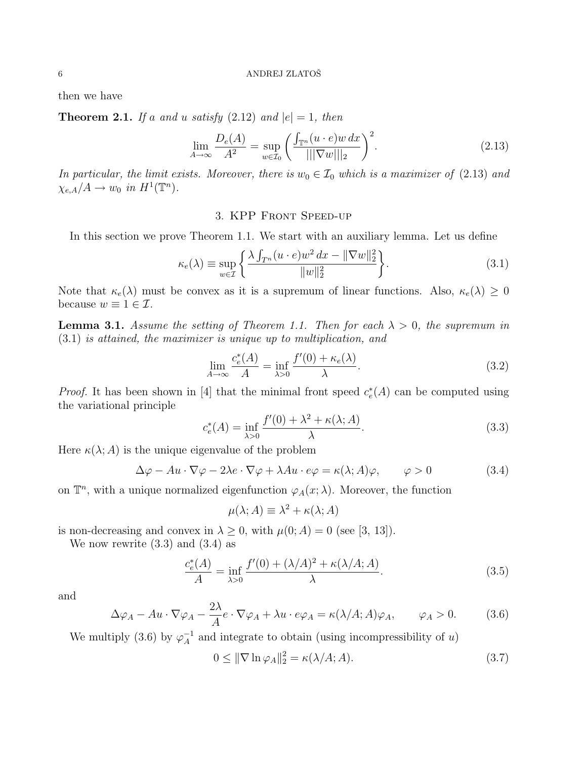then we have

**Theorem 2.1.** *If $a$ and $u$ satisfy* (2.12) *and $|e| = 1$, then*

$$\lim_{A\to\infty} \frac{D_e(A)}{A^2} = \sup_{w\in\mathcal{I}_0} \left( \frac{\int_{\mathbb{T}^n} (u\cdot e) w\, dx}{|||\nabla w|||_2} \right)^2. \tag{2.13}$$

*In particular, the limit exists. Moreover, there is $w_0 \in \mathcal{I}_0$ which is a maximizer of* (2.13) *and $\chi_{e,A}/A \to w_0$ in $H^1(\mathbb{T}^n)$.*

## 3. KPP Front Speed-up

In this section we prove Theorem 1.1. We start with an auxiliary lemma. Let us define

$$\kappa_e(\lambda) \equiv \sup_{w\in\mathcal{I}} \left\{ \frac{\lambda \int_{T^n} (u\cdot e) w^2\, dx - \|\nabla w\|_2^2}{\|w\|_2^2} \right\}. \tag{3.1}$$

Note that $\kappa_e(\lambda)$ must be convex as it is a supremum of linear functions. Also, $\kappa_e(\lambda) \geq 0$ because $w \equiv 1 \in \mathcal{I}$.

**Lemma 3.1.** *Assume the setting of Theorem 1.1. Then for each $\lambda > 0$, the supremum in* (3.1) *is attained, the maximizer is unique up to multiplication, and*

$$\lim_{A\to\infty} \frac{c_e^*(A)}{A} = \inf_{\lambda>0} \frac{f'(0) + \kappa_e(\lambda)}{\lambda}. \tag{3.2}$$

*Proof.* It has been shown in [4] that the minimal front speed $c_e^*(A)$ can be computed using the variational principle

$$c_e^*(A) = \inf_{\lambda>0} \frac{f'(0) + \lambda^2 + \kappa(\lambda; A)}{\lambda}. \tag{3.3}$$

Here $\kappa(\lambda; A)$ is the unique eigenvalue of the problem

$$\Delta\varphi - Au\cdot\nabla\varphi - 2\lambda e\cdot\nabla\varphi + \lambda A u\cdot e\varphi = \kappa(\lambda; A)\varphi, \qquad \varphi > 0 \tag{3.4}$$

on $\mathbb{T}^n$, with a unique normalized eigenfunction $\varphi_A(x; \lambda)$. Moreover, the function

$$\mu(\lambda; A) \equiv \lambda^2 + \kappa(\lambda; A)$$

is non-decreasing and convex in $\lambda \geq 0$, with $\mu(0; A) = 0$ (see [3, 13]).

We now rewrite (3.3) and (3.4) as

$$\frac{c_e^*(A)}{A} = \inf_{\lambda>0} \frac{f'(0) + (\lambda/A)^2 + \kappa(\lambda/A; A)}{\lambda}. \tag{3.5}$$

and

$$\Delta\varphi_A - Au\cdot\nabla\varphi_A - \frac{2\lambda}{A} e\cdot\nabla\varphi_A + \lambda u\cdot e\varphi_A = \kappa(\lambda/A; A)\varphi_A, \qquad \varphi_A > 0. \tag{3.6}$$

We multiply (3.6) by $\varphi_A^{-1}$ and integrate to obtain (using incompressibility of $u$)

$$0 \leq \|\nabla \ln \varphi_A\|_2^2 = \kappa(\lambda/A; A). \tag{3.7}$$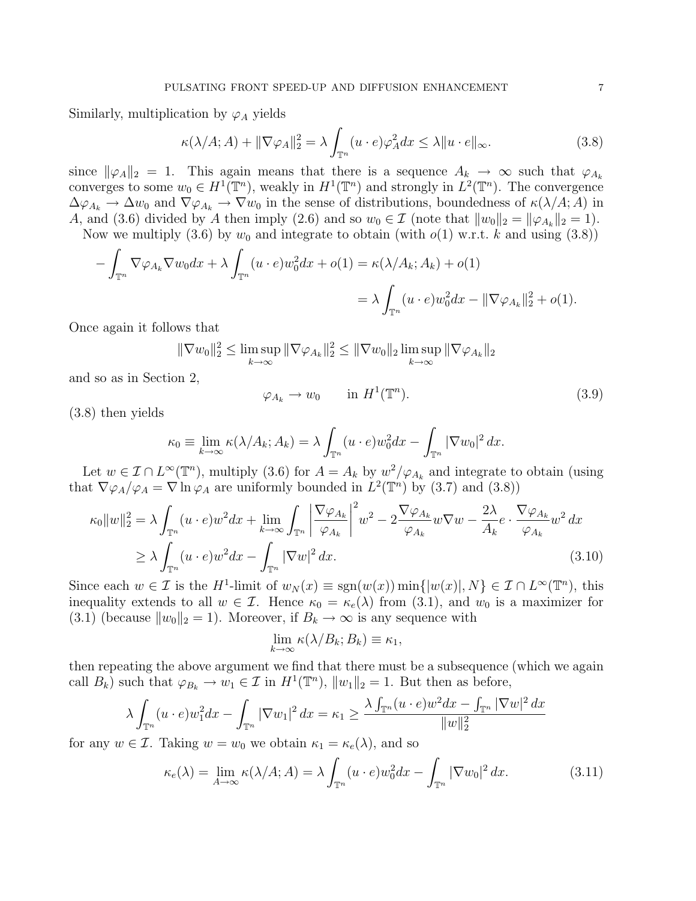Similarly, multiplication by $\varphi_A$ yields

$$\kappa(\lambda/A;A) + \|\nabla\varphi_A\|_2^2 = \lambda \int_{\mathbb{T}^n} (u\cdot e)\varphi_A^2 dx \le \lambda \|u\cdot e\|_\infty. \tag{3.8}$$

since $\|\varphi_A\|_2 = 1$. This again means that there is a sequence $A_k \to \infty$ such that $\varphi_{A_k}$ converges to some $w_0 \in H^1(\mathbb{T}^n)$, weakly in $H^1(\mathbb{T}^n)$ and strongly in $L^2(\mathbb{T}^n)$. The convergence $\Delta\varphi_{A_k} \to \Delta w_0$ and $\nabla\varphi_{A_k} \to \nabla w_0$ in the sense of distributions, boundedness of $\kappa(\lambda/A;A)$ in $A$, and (3.6) divided by $A$ then imply (2.6) and so $w_0 \in \mathcal{I}$ (note that $\|w_0\|_2 = \|\varphi_{A_k}\|_2 = 1$).

Now we multiply (3.6) by $w_0$ and integrate to obtain (with $o(1)$ w.r.t. $k$ and using (3.8))

$$\begin{aligned} -\int_{\mathbb{T}^n} \nabla\varphi_{A_k}\nabla w_0 dx + \lambda\int_{\mathbb{T}^n}(u\cdot e)w_0^2 dx + o(1) &= \kappa(\lambda/A_k;A_k) + o(1) \\ &= \lambda\int_{\mathbb{T}^n}(u\cdot e)w_0^2 dx - \|\nabla\varphi_{A_k}\|_2^2 + o(1). \end{aligned}$$

Once again it follows that

$$\|\nabla w_0\|_2^2 \le \limsup_{k\to\infty}\|\nabla\varphi_{A_k}\|_2^2 \le \|\nabla w_0\|_2 \limsup_{k\to\infty}\|\nabla\varphi_{A_k}\|_2$$

and so as in Section 2,

$$\varphi_{A_k} \to w_0 \qquad \text{in } H^1(\mathbb{T}^n). \tag{3.9}$$

(3.8) then yields

$$\kappa_0 \equiv \lim_{k\to\infty}\kappa(\lambda/A_k;A_k) = \lambda\int_{\mathbb{T}^n}(u\cdot e)w_0^2 dx - \int_{\mathbb{T}^n}|\nabla w_0|^2 dx.$$

Let $w \in \mathcal{I}\cap L^\infty(\mathbb{T}^n)$, multiply (3.6) for $A = A_k$ by $w^2/\varphi_{A_k}$ and integrate to obtain (using that $\nabla\varphi_A/\varphi_A = \nabla\ln\varphi_A$ are uniformly bounded in $L^2(\mathbb{T}^n)$ by (3.7) and (3.8))

$$\begin{aligned} \kappa_0\|w\|_2^2 &= \lambda\int_{\mathbb{T}^n}(u\cdot e)w^2 dx + \lim_{k\to\infty}\int_{\mathbb{T}^n}\left|\frac{\nabla\varphi_{A_k}}{\varphi_{A_k}}\right|^2 w^2 - 2\frac{\nabla\varphi_{A_k}}{\varphi_{A_k}}w\nabla w - \frac{2\lambda}{A_k}e\cdot\frac{\nabla\varphi_{A_k}}{\varphi_{A_k}}w^2\,dx \\ &\ge \lambda\int_{\mathbb{T}^n}(u\cdot e)w^2 dx - \int_{\mathbb{T}^n}|\nabla w|^2\,dx. \end{aligned} \tag{3.10}$$

Since each $w \in \mathcal{I}$ is the $H^1$-limit of $w_N(x) \equiv \operatorname{sgn}(w(x))\min\{|w(x)|, N\} \in \mathcal{I}\cap L^\infty(\mathbb{T}^n)$, this inequality extends to all $w \in \mathcal{I}$. Hence $\kappa_0 = \kappa_e(\lambda)$ from (3.1), and $w_0$ is a maximizer for (3.1) (because $\|w_0\|_2 = 1$). Moreover, if $B_k \to \infty$ is any sequence with

$$\lim_{k\to\infty}\kappa(\lambda/B_k;B_k) \equiv \kappa_1,$$

then repeating the above argument we find that there must be a subsequence (which we again call $B_k$) such that $\varphi_{B_k} \to w_1 \in \mathcal{I}$ in $H^1(\mathbb{T}^n)$, $\|w_1\|_2 = 1$. But then as before,

$$\lambda\int_{\mathbb{T}^n}(u\cdot e)w_1^2 dx - \int_{\mathbb{T}^n}|\nabla w_1|^2\,dx = \kappa_1 \ge \frac{\lambda\int_{\mathbb{T}^n}(u\cdot e)w^2 dx - \int_{\mathbb{T}^n}|\nabla w|^2\,dx}{\|w\|_2^2}$$

for any $w \in \mathcal{I}$. Taking $w = w_0$ we obtain $\kappa_1 = \kappa_e(\lambda)$, and so

$$\kappa_e(\lambda) = \lim_{A\to\infty}\kappa(\lambda/A;A) = \lambda\int_{\mathbb{T}^n}(u\cdot e)w_0^2 dx - \int_{\mathbb{T}^n}|\nabla w_0|^2\,dx. \tag{3.11}$$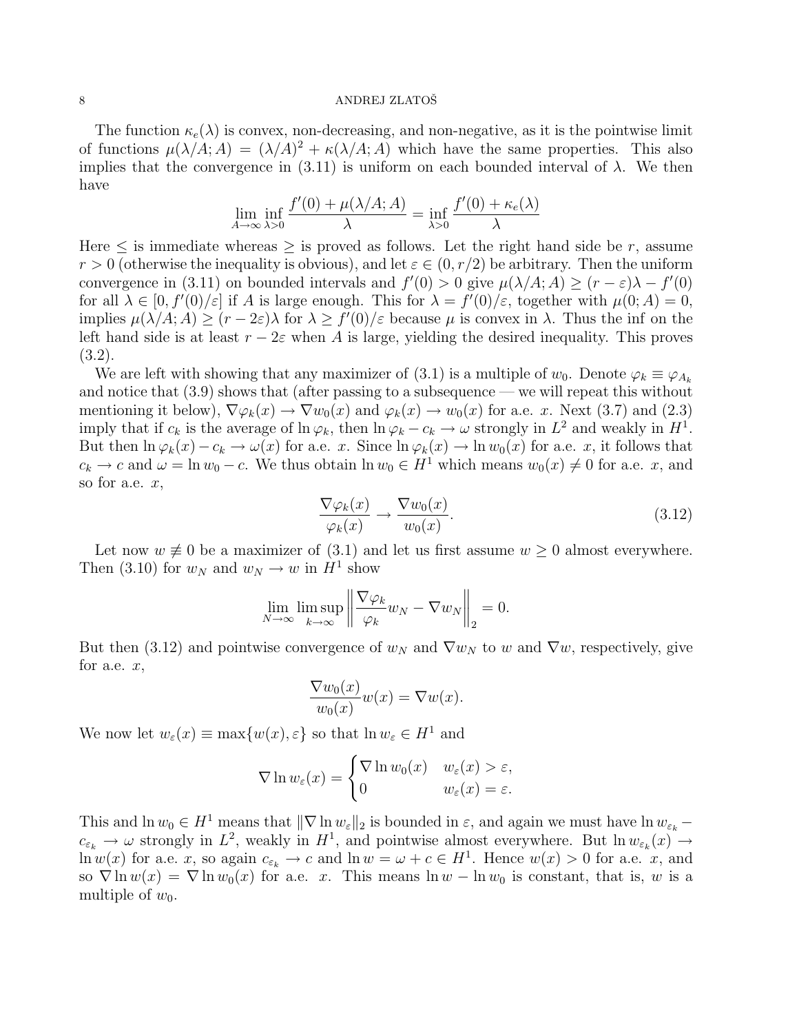The function $\kappa_e(\lambda)$ is convex, non-decreasing, and non-negative, as it is the pointwise limit of functions $\mu(\lambda/A; A) = (\lambda/A)^2 + \kappa(\lambda/A; A)$ which have the same properties. This also implies that the convergence in (3.11) is uniform on each bounded interval of $\lambda$. We then have

$$\lim_{A\to\infty} \inf_{\lambda>0} \frac{f'(0) + \mu(\lambda/A; A)}{\lambda} = \inf_{\lambda>0} \frac{f'(0) + \kappa_e(\lambda)}{\lambda}$$

Here $\le$ is immediate whereas $\ge$ is proved as follows. Let the right hand side be $r$, assume $r > 0$ (otherwise the inequality is obvious), and let $\varepsilon \in (0, r/2)$ be arbitrary. Then the uniform convergence in (3.11) on bounded intervals and $f'(0) > 0$ give $\mu(\lambda/A; A) \ge (r - \varepsilon)\lambda - f'(0)$ for all $\lambda \in [0, f'(0)/\varepsilon]$ if $A$ is large enough. This for $\lambda = f'(0)/\varepsilon$, together with $\mu(0; A) = 0$, implies $\mu(\lambda/A; A) \ge (r - 2\varepsilon)\lambda$ for $\lambda \ge f'(0)/\varepsilon$ because $\mu$ is convex in $\lambda$. Thus the inf on the left hand side is at least $r - 2\varepsilon$ when $A$ is large, yielding the desired inequality. This proves (3.2).

We are left with showing that any maximizer of (3.1) is a multiple of $w_0$. Denote $\varphi_k \equiv \varphi_{A_k}$ and notice that (3.9) shows that (after passing to a subsequence — we will repeat this without mentioning it below), $\nabla\varphi_k(x) \to \nabla w_0(x)$ and $\varphi_k(x) \to w_0(x)$ for a.e. $x$. Next (3.7) and (2.3) imply that if $c_k$ is the average of $\ln \varphi_k$, then $\ln \varphi_k - c_k \to \omega$ strongly in $L^2$ and weakly in $H^1$. But then $\ln \varphi_k(x) - c_k \to \omega(x)$ for a.e. $x$. Since $\ln \varphi_k(x) \to \ln w_0(x)$ for a.e. $x$, it follows that $c_k \to c$ and $\omega = \ln w_0 - c$. We thus obtain $\ln w_0 \in H^1$ which means $w_0(x) \neq 0$ for a.e. $x$, and so for a.e. $x$,

$$\frac{\nabla\varphi_k(x)}{\varphi_k(x)} \to \frac{\nabla w_0(x)}{w_0(x)}. \tag{3.12}$$

Let now $w \not\equiv 0$ be a maximizer of (3.1) and let us first assume $w \ge 0$ almost everywhere. Then (3.10) for $w_N$ and $w_N \to w$ in $H^1$ show

$$\lim_{N\to\infty} \limsup_{k\to\infty} \left\| \frac{\nabla\varphi_k}{\varphi_k} w_N - \nabla w_N \right\|_2 = 0.$$

But then (3.12) and pointwise convergence of $w_N$ and $\nabla w_N$ to $w$ and $\nabla w$, respectively, give for a.e. $x$,

$$\frac{\nabla w_0(x)}{w_0(x)} w(x) = \nabla w(x).$$

We now let $w_\varepsilon(x) \equiv \max\{w(x), \varepsilon\}$ so that $\ln w_\varepsilon \in H^1$ and

$$\nabla \ln w_\varepsilon(x) = \begin{cases} \nabla \ln w_0(x) & w_\varepsilon(x) > \varepsilon, \\ 0 & w_\varepsilon(x) = \varepsilon. \end{cases}$$

This and $\ln w_0 \in H^1$ means that $\|\nabla \ln w_\varepsilon\|_2$ is bounded in $\varepsilon$, and again we must have $\ln w_{\varepsilon_k} - c_{\varepsilon_k} \to \omega$ strongly in $L^2$, weakly in $H^1$, and pointwise almost everywhere. But $\ln w_{\varepsilon_k}(x) \to \ln w(x)$ for a.e. $x$, so again $c_{\varepsilon_k} \to c$ and $\ln w = \omega + c \in H^1$. Hence $w(x) > 0$ for a.e. $x$, and so $\nabla \ln w(x) = \nabla \ln w_0(x)$ for a.e. $x$. This means $\ln w - \ln w_0$ is constant, that is, $w$ is a multiple of $w_0$.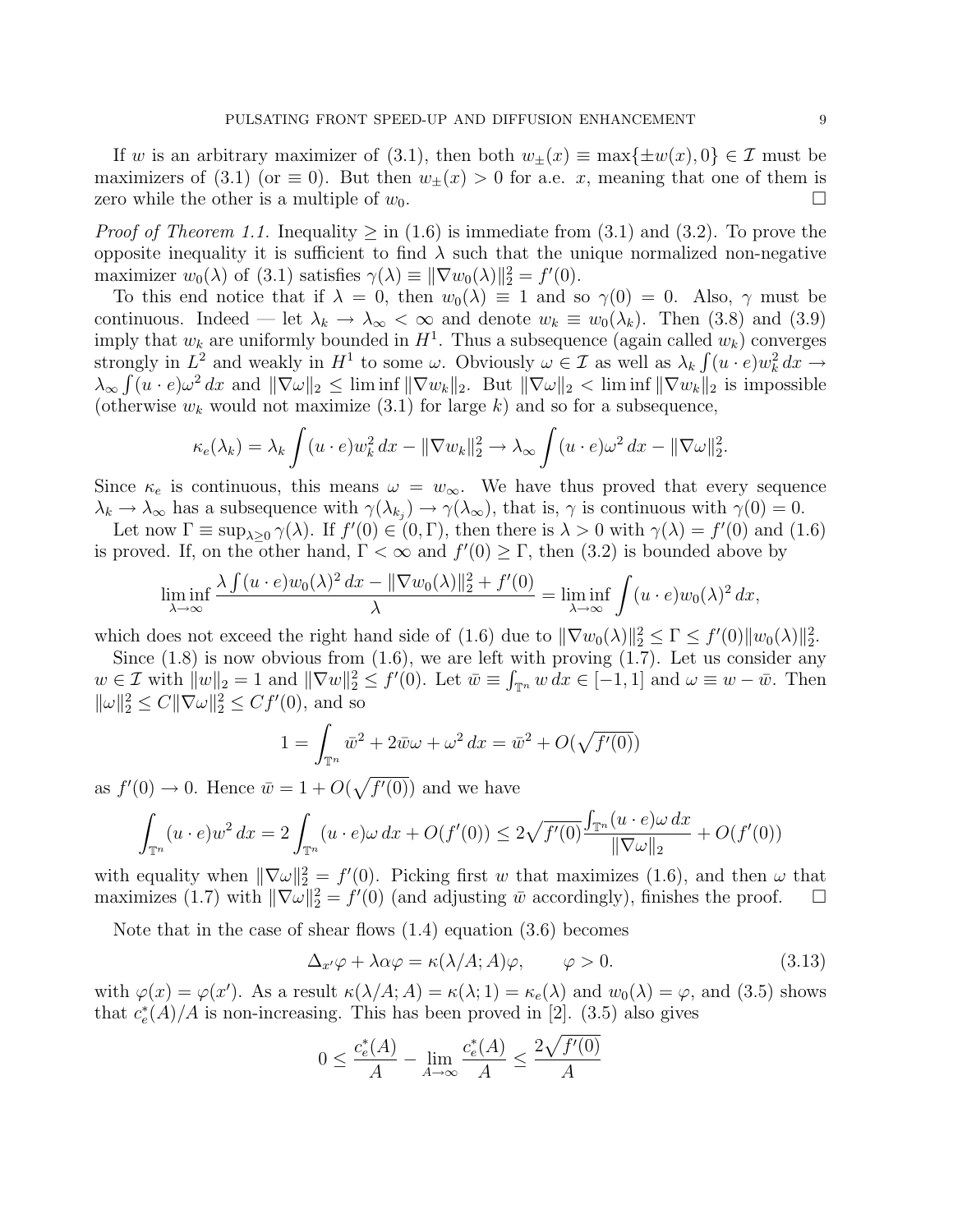If $w$ is an arbitrary maximizer of (3.1), then both $w_\pm(x) \equiv \max\{\pm w(x), 0\} \in \mathcal{I}$ must be maximizers of (3.1) (or $\equiv 0$). But then $w_\pm(x) > 0$ for a.e. $x$, meaning that one of them is zero while the other is a multiple of $w_0$. $\square$

*Proof of Theorem 1.1.* Inequality $\geq$ in (1.6) is immediate from (3.1) and (3.2). To prove the opposite inequality it is sufficient to find $\lambda$ such that the unique normalized non-negative maximizer $w_0(\lambda)$ of (3.1) satisfies $\gamma(\lambda) \equiv \|\nabla w_0(\lambda)\|_2^2 = f'(0)$.

To this end notice that if $\lambda = 0$, then $w_0(\lambda) \equiv 1$ and so $\gamma(0) = 0$. Also, $\gamma$ must be continuous. Indeed — let $\lambda_k \to \lambda_\infty < \infty$ and denote $w_k \equiv w_0(\lambda_k)$. Then (3.8) and (3.9) imply that $w_k$ are uniformly bounded in $H^1$. Thus a subsequence (again called $w_k$) converges strongly in $L^2$ and weakly in $H^1$ to some $\omega$. Obviously $\omega \in \mathcal{I}$ as well as $\lambda_k \int (u \cdot e) w_k^2 \, dx \to \lambda_\infty \int (u \cdot e) \omega^2 \, dx$ and $\|\nabla \omega\|_2 \leq \liminf \|\nabla w_k\|_2$. But $\|\nabla \omega\|_2 < \liminf \|\nabla w_k\|_2$ is impossible (otherwise $w_k$ would not maximize (3.1) for large $k$) and so for a subsequence,

$$\kappa_e(\lambda_k) = \lambda_k \int (u \cdot e) w_k^2 \, dx - \|\nabla w_k\|_2^2 \to \lambda_\infty \int (u \cdot e) \omega^2 \, dx - \|\nabla \omega\|_2^2.$$

Since $\kappa_e$ is continuous, this means $\omega = w_\infty$. We have thus proved that every sequence $\lambda_k \to \lambda_\infty$ has a subsequence with $\gamma(\lambda_{k_j}) \to \gamma(\lambda_\infty)$, that is, $\gamma$ is continuous with $\gamma(0) = 0$.

Let now $\Gamma \equiv \sup_{\lambda \geq 0} \gamma(\lambda)$. If $f'(0) \in (0, \Gamma)$, then there is $\lambda > 0$ with $\gamma(\lambda) = f'(0)$ and (1.6) is proved. If, on the other hand, $\Gamma < \infty$ and $f'(0) \geq \Gamma$, then (3.2) is bounded above by

$$\liminf_{\lambda \to \infty} \frac{\lambda \int (u \cdot e) w_0(\lambda)^2 \, dx - \|\nabla w_0(\lambda)\|_2^2 + f'(0)}{\lambda} = \liminf_{\lambda \to \infty} \int (u \cdot e) w_0(\lambda)^2 \, dx,$$

which does not exceed the right hand side of (1.6) due to $\|\nabla w_0(\lambda)\|_2^2 \leq \Gamma \leq f'(0) \|w_0(\lambda)\|_2^2$.

Since (1.8) is now obvious from (1.6), we are left with proving (1.7). Let us consider any $w \in \mathcal{I}$ with $\|w\|_2 = 1$ and $\|\nabla w\|_2^2 \leq f'(0)$. Let $\bar{w} \equiv \int_{\mathbb{T}^n} w \, dx \in [-1, 1]$ and $\omega \equiv w - \bar{w}$. Then $\|\omega\|_2^2 \leq C \|\nabla \omega\|_2^2 \leq C f'(0)$, and so

$$1 = \int_{\mathbb{T}^n} \bar{w}^2 + 2\bar{w}\omega + \omega^2 \, dx = \bar{w}^2 + O(\sqrt{f'(0)})$$

as $f'(0) \to 0$. Hence $\bar{w} = 1 + O(\sqrt{f'(0)})$ and we have

$$\int_{\mathbb{T}^n} (u \cdot e) w^2 \, dx = 2 \int_{\mathbb{T}^n} (u \cdot e) \omega \, dx + O(f'(0)) \leq 2\sqrt{f'(0)} \frac{\int_{\mathbb{T}^n} (u \cdot e) \omega \, dx}{\|\nabla \omega\|_2} + O(f'(0))$$

with equality when $\|\nabla \omega\|_2^2 = f'(0)$. Picking first $w$ that maximizes (1.6), and then $\omega$ that maximizes (1.7) with $\|\nabla \omega\|_2^2 = f'(0)$ (and adjusting $\bar{w}$ accordingly), finishes the proof. $\square$

Note that in the case of shear flows (1.4) equation (3.6) becomes

$$\Delta_{x'} \varphi + \lambda \alpha \varphi = \kappa(\lambda/A; A) \varphi, \qquad \varphi > 0. \tag{3.13}$$

with $\varphi(x) = \varphi(x')$. As a result $\kappa(\lambda/A; A) = \kappa(\lambda; 1) = \kappa_e(\lambda)$ and $w_0(\lambda) = \varphi$, and (3.5) shows that $c_e^*(A)/A$ is non-increasing. This has been proved in [2]. (3.5) also gives

$$0 \leq \frac{c_e^*(A)}{A} - \lim_{A \to \infty} \frac{c_e^*(A)}{A} \leq \frac{2\sqrt{f'(0)}}{A}$$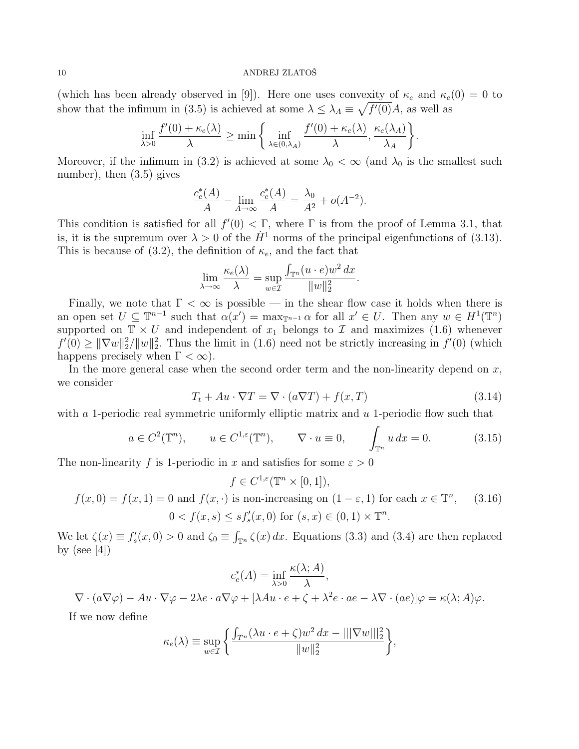(which has been already observed in [9]). Here one uses convexity of $\kappa_e$ and $\kappa_e(0) = 0$ to show that the infimum in (3.5) is achieved at some $\lambda \le \lambda_A \equiv \sqrt{f'(0)}A$, as well as

$$\inf_{\lambda>0} \frac{f'(0) + \kappa_e(\lambda)}{\lambda} \ge \min\left\{ \inf_{\lambda\in(0,\lambda_A)} \frac{f'(0) + \kappa_e(\lambda)}{\lambda}, \frac{\kappa_e(\lambda_A)}{\lambda_A} \right\}.$$

Moreover, if the infimum in (3.2) is achieved at some $\lambda_0 < \infty$ (and $\lambda_0$ is the smallest such number), then (3.5) gives

$$\frac{c_e^*(A)}{A} - \lim_{A\to\infty} \frac{c_e^*(A)}{A} = \frac{\lambda_0}{A^2} + o(A^{-2}).$$

This condition is satisfied for all $f'(0) < \Gamma$, where $\Gamma$ is from the proof of Lemma 3.1, that is, it is the supremum over $\lambda > 0$ of the $\dot{H}^1$ norms of the principal eigenfunctions of (3.13). This is because of (3.2), the definition of $\kappa_e$, and the fact that

$$\lim_{\lambda\to\infty} \frac{\kappa_e(\lambda)}{\lambda} = \sup_{w\in\mathcal{I}} \frac{\int_{\mathbb{T}^n} (u\cdot e)w^2\,dx}{\|w\|_2^2}.$$

Finally, we note that $\Gamma < \infty$ is possible — in the shear flow case it holds when there is an open set $U \subseteq \mathbb{T}^{n-1}$ such that $\alpha(x') = \max_{\mathbb{T}^{n-1}} \alpha$ for all $x' \in U$. Then any $w \in H^1(\mathbb{T}^n)$ supported on $\mathbb{T} \times U$ and independent of $x_1$ belongs to $\mathcal{I}$ and maximizes (1.6) whenever $f'(0) \ge \|\nabla w\|_2^2 / \|w\|_2^2$. Thus the limit in (1.6) need not be strictly increasing in $f'(0)$ (which happens precisely when $\Gamma < \infty$).

In the more general case when the second order term and the non-linearity depend on $x$, we consider

$$T_t + Au\cdot\nabla T = \nabla\cdot(a\nabla T) + f(x,T) \tag{3.14}$$

with $a$ 1-periodic real symmetric uniformly elliptic matrix and $u$ 1-periodic flow such that

$$a \in C^2(\mathbb{T}^n), \qquad u \in C^{1,\varepsilon}(\mathbb{T}^n), \qquad \nabla\cdot u \equiv 0, \qquad \int_{\mathbb{T}^n} u\,dx = 0. \tag{3.15}$$

The non-linearity $f$ is 1-periodic in $x$ and satisfies for some $\varepsilon > 0$

$$\begin{gathered} f \in C^{1,\varepsilon}(\mathbb{T}^n \times [0,1]), \\ f(x,0) = f(x,1) = 0 \text{ and } f(x,\cdot) \text{ is non-increasing on } (1-\varepsilon,1) \text{ for each } x \in \mathbb{T}^n, \\ 0 < f(x,s) \le s f_s'(x,0) \text{ for } (s,x) \in (0,1)\times\mathbb{T}^n. \end{gathered} \tag{3.16}$$

We let $\zeta(x) \equiv f_s'(x,0) > 0$ and $\zeta_0 \equiv \int_{\mathbb{T}^n} \zeta(x)\,dx$. Equations (3.3) and (3.4) are then replaced by (see [4])

$$c_e^*(A) = \inf_{\lambda>0} \frac{\kappa(\lambda;A)}{\lambda},$$

$$\nabla\cdot(a\nabla\varphi) - Au\cdot\nabla\varphi - 2\lambda e\cdot a\nabla\varphi + [\lambda Au\cdot e + \zeta + \lambda^2 e\cdot ae - \lambda\nabla\cdot(ae)]\varphi = \kappa(\lambda;A)\varphi.$$

If we now define

$$\kappa_e(\lambda) \equiv \sup_{w\in\mathcal{I}} \left\{ \frac{\int_{T^n} (\lambda u\cdot e + \zeta)w^2\,dx - |||\nabla w|||_2^2}{\|w\|_2^2} \right\},$$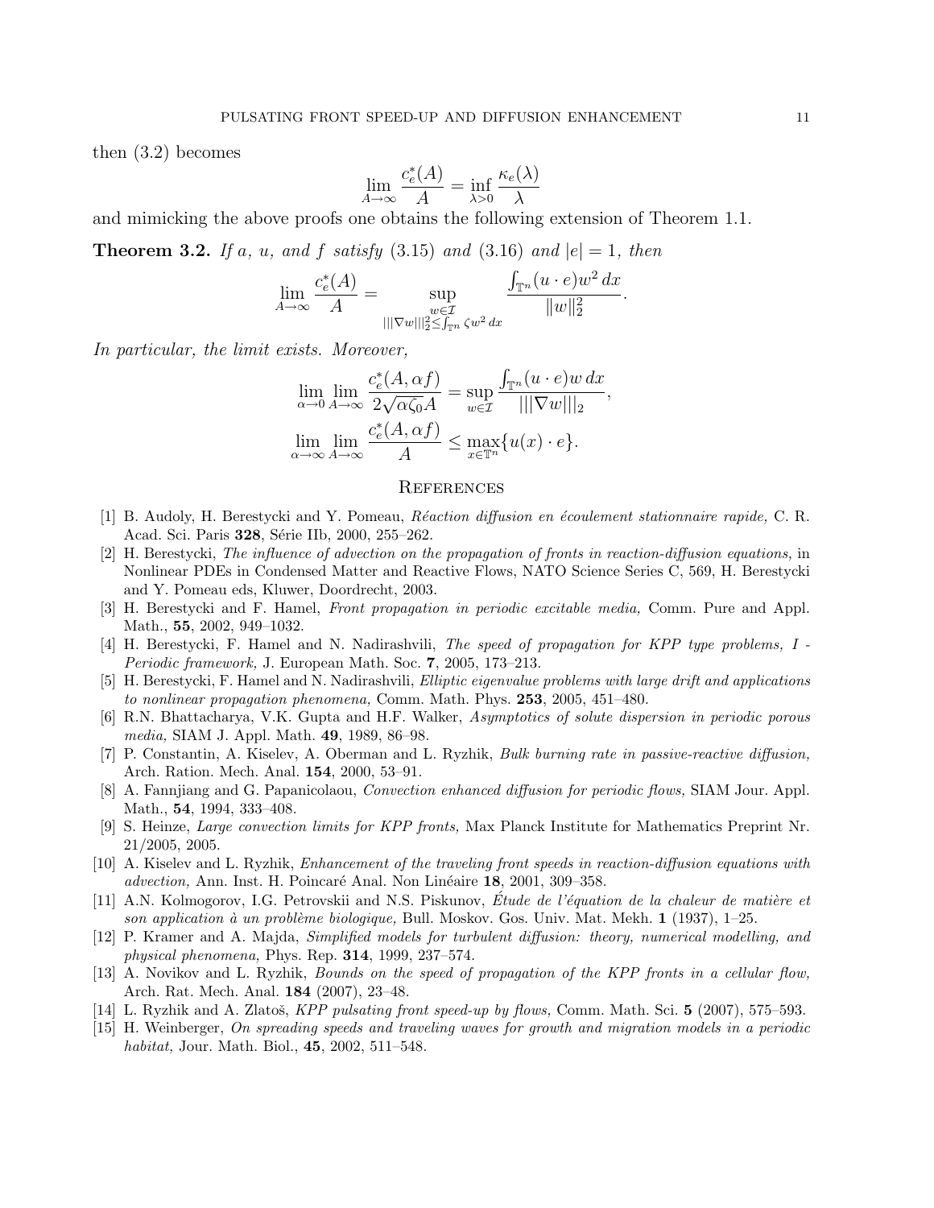then (3.2) becomes

$$\lim_{A\to\infty} \frac{c_e^*(A)}{A} = \inf_{\lambda>0} \frac{\kappa_e(\lambda)}{\lambda}$$

and mimicking the above proofs one obtains the following extension of Theorem 1.1.

**Theorem 3.2.** *If $a$, $u$, and $f$ satisfy* (3.15) *and* (3.16) *and $|e| = 1$, then*

$$\lim_{A\to\infty} \frac{c_e^*(A)}{A} = \sup_{\substack{w\in\mathcal{I} \\ |||\nabla w|||_2^2 \le \int_{\mathbb{T}^n} \zeta w^2\,dx}} \frac{\int_{\mathbb{T}^n} (u\cdot e)w^2\,dx}{\|w\|_2^2}.$$

*In particular, the limit exists. Moreover,*

$$\lim_{\alpha\to 0}\lim_{A\to\infty} \frac{c_e^*(A,\alpha f)}{2\sqrt{\alpha\zeta_0}A} = \sup_{w\in\mathcal{I}} \frac{\int_{\mathbb{T}^n} (u\cdot e)w\,dx}{|||\nabla w|||_2},$$

$$\lim_{\alpha\to \infty}\lim_{A\to\infty} \frac{c_e^*(A,\alpha f)}{A} \le \max_{x\in\mathbb{T}^n}\{u(x)\cdot e\}.$$

## References

[1] B. Audoly, H. Berestycki and Y. Pomeau, *Réaction diffusion en écoulement stationnaire rapide,* C. R. Acad. Sci. Paris **328**, Série IIb, 2000, 255–262.

[2] H. Berestycki, *The influence of advection on the propagation of fronts in reaction-diffusion equations,* in Nonlinear PDEs in Condensed Matter and Reactive Flows, NATO Science Series C, 569, H. Berestycki and Y. Pomeau eds, Kluwer, Doordrecht, 2003.

[3] H. Berestycki and F. Hamel, *Front propagation in periodic excitable media,* Comm. Pure and Appl. Math., **55**, 2002, 949–1032.

[4] H. Berestycki, F. Hamel and N. Nadirashvili, *The speed of propagation for KPP type problems, I - Periodic framework,* J. European Math. Soc. **7**, 2005, 173–213.

[5] H. Berestycki, F. Hamel and N. Nadirashvili, *Elliptic eigenvalue problems with large drift and applications to nonlinear propagation phenomena,* Comm. Math. Phys. **253**, 2005, 451–480.

[6] R.N. Bhattacharya, V.K. Gupta and H.F. Walker, *Asymptotics of solute dispersion in periodic porous media,* SIAM J. Appl. Math. **49**, 1989, 86–98.

[7] P. Constantin, A. Kiselev, A. Oberman and L. Ryzhik, *Bulk burning rate in passive-reactive diffusion,* Arch. Ration. Mech. Anal. **154**, 2000, 53–91.

[8] A. Fannjiang and G. Papanicolaou, *Convection enhanced diffusion for periodic flows,* SIAM Jour. Appl. Math., **54**, 1994, 333–408.

[9] S. Heinze, *Large convection limits for KPP fronts,* Max Planck Institute for Mathematics Preprint Nr. 21/2005, 2005.

[10] A. Kiselev and L. Ryzhik, *Enhancement of the traveling front speeds in reaction-diffusion equations with advection,* Ann. Inst. H. Poincaré Anal. Non Linéaire **18**, 2001, 309–358.

[11] A.N. Kolmogorov, I.G. Petrovskii and N.S. Piskunov, *Étude de l'équation de la chaleur de matière et son application à un problème biologique,* Bull. Moskov. Gos. Univ. Mat. Mekh. **1** (1937), 1–25.

[12] P. Kramer and A. Majda, *Simplified models for turbulent diffusion: theory, numerical modelling, and physical phenomena,* Phys. Rep. **314**, 1999, 237–574.

[13] A. Novikov and L. Ryzhik, *Bounds on the speed of propagation of the KPP fronts in a cellular flow,* Arch. Rat. Mech. Anal. **184** (2007), 23–48.

[14] L. Ryzhik and A. Zlatoš, *KPP pulsating front speed-up by flows,* Comm. Math. Sci. **5** (2007), 575–593.

[15] H. Weinberger, *On spreading speeds and traveling waves for growth and migration models in a periodic habitat,* Jour. Math. Biol., **45**, 2002, 511–548.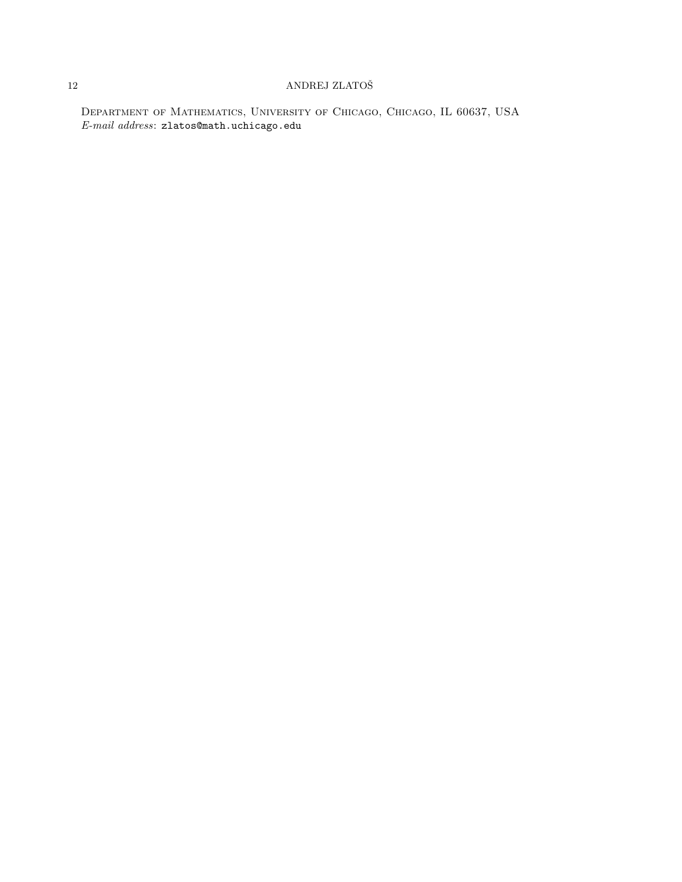Department of Mathematics, University of Chicago, Chicago, IL 60637, USA
*E-mail address*: zlatos@math.uchicago.edu